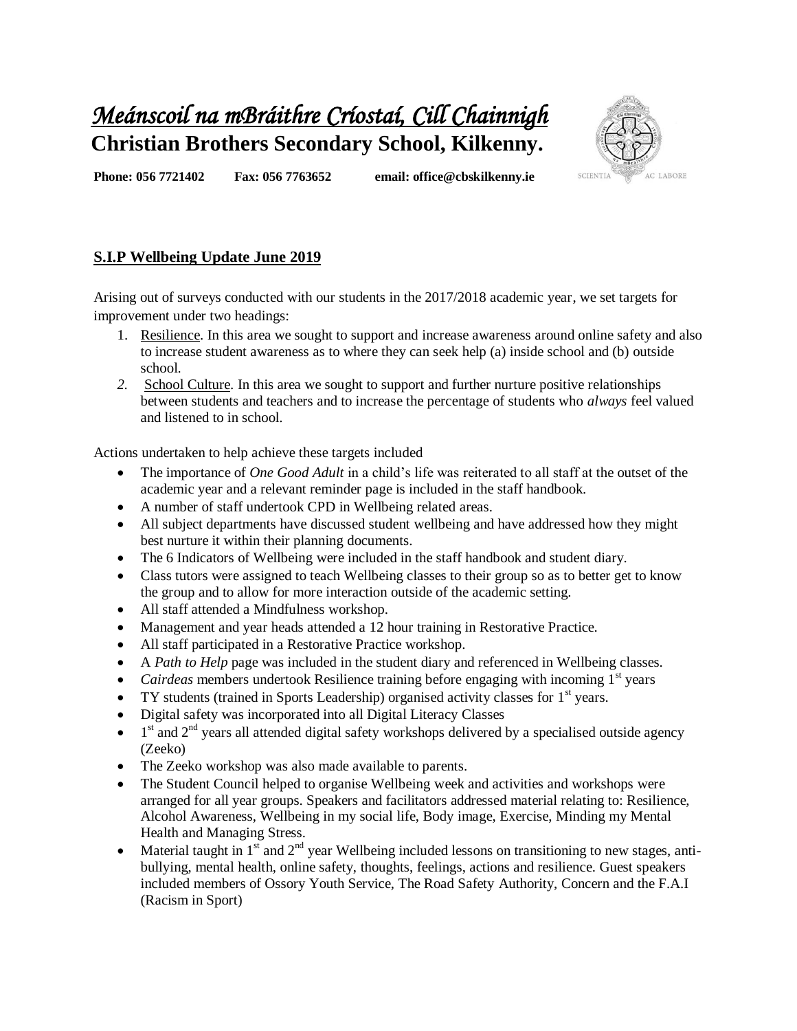# *Meánscoil na mBráithre Críostaí, Cill Chainnigh*

**Christian Brothers Secondary School, Kilkenny.**

**Phone: 056 7721402 Fax: 056 7763652 email: office@cbskilkenny.ie**

## S.I.P Wellbeing Update June 2019

Arising out of surveys conducted with our students in the 2017/2018 academic year, we set targets for improvement under two headings:

1. Resilience. In this area we sought to support and increase awareness around online safety and also to increase student awareness as to where they can seek help (a) inside school and (b) outside school.
2. School Culture. In this area we sought to support and further nurture positive relationships between students and teachers and to increase the percentage of students who *always* feel valued and listened to in school.

Actions undertaken to help achieve these targets included

- The importance of *One Good Adult* in a child's life was reiterated to all staff at the outset of the academic year and a relevant reminder page is included in the staff handbook.
- A number of staff undertook CPD in Wellbeing related areas.
- All subject departments have discussed student wellbeing and have addressed how they might best nurture it within their planning documents.
- The 6 Indicators of Wellbeing were included in the staff handbook and student diary.
- Class tutors were assigned to teach Wellbeing classes to their group so as to better get to know the group and to allow for more interaction outside of the academic setting.
- All staff attended a Mindfulness workshop.
- Management and year heads attended a 12 hour training in Restorative Practice.
- All staff participated in a Restorative Practice workshop.
- A *Path to Help* page was included in the student diary and referenced in Wellbeing classes.
- *Cairdeas* members undertook Resilience training before engaging with incoming 1st years
- TY students (trained in Sports Leadership) organised activity classes for 1st years.
- Digital safety was incorporated into all Digital Literacy Classes
- 1st and 2nd years all attended digital safety workshops delivered by a specialised outside agency (Zeeko)
- The Zeeko workshop was also made available to parents.
- The Student Council helped to organise Wellbeing week and activities and workshops were arranged for all year groups. Speakers and facilitators addressed material relating to: Resilience, Alcohol Awareness, Wellbeing in my social life, Body image, Exercise, Minding my Mental Health and Managing Stress.
- Material taught in 1st and 2nd year Wellbeing included lessons on transitioning to new stages, anti-bullying, mental health, online safety, thoughts, feelings, actions and resilience. Guest speakers included members of Ossory Youth Service, The Road Safety Authority, Concern and the F.A.I (Racism in Sport)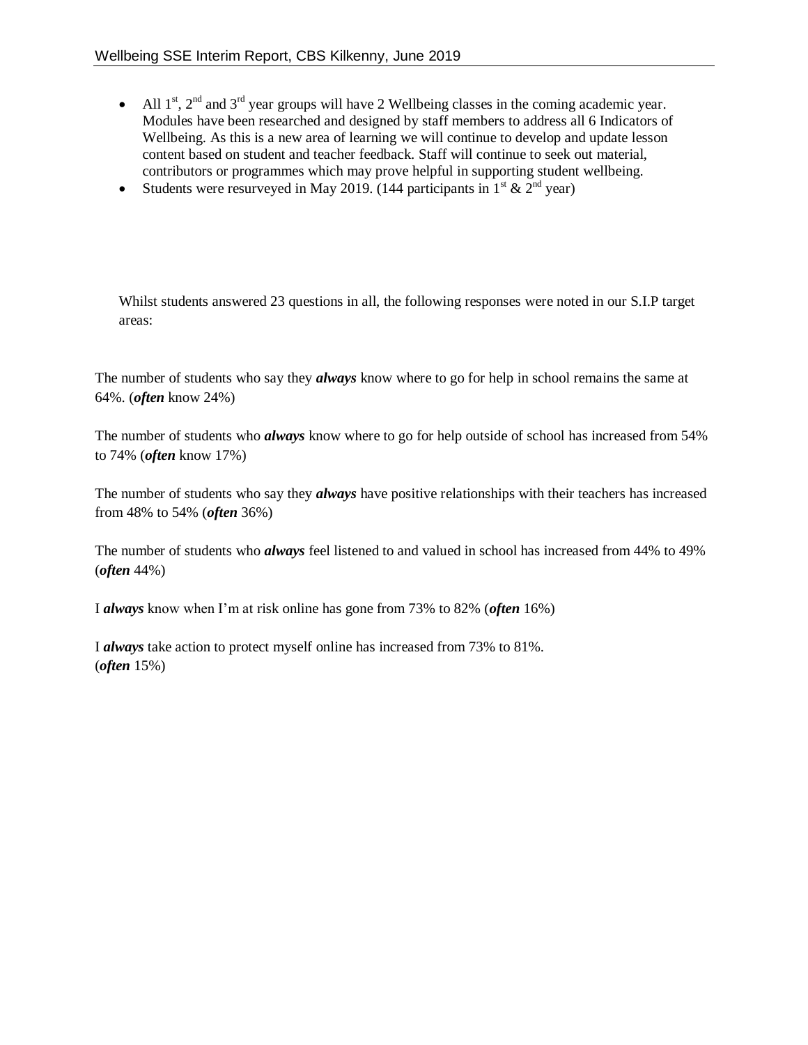- All 1st, 2nd and 3rd year groups will have 2 Wellbeing classes in the coming academic year. Modules have been researched and designed by staff members to address all 6 Indicators of Wellbeing. As this is a new area of learning we will continue to develop and update lesson content based on student and teacher feedback. Staff will continue to seek out material, contributors or programmes which may prove helpful in supporting student wellbeing.
- Students were resurveyed in May 2019. (144 participants in 1st & 2nd year)

Whilst students answered 23 questions in all, the following responses were noted in our S.I.P target areas:

The number of students who say they ***always*** know where to go for help in school remains the same at 64%. (***often*** know 24%)

The number of students who ***always*** know where to go for help outside of school has increased from 54% to 74% (***often*** know 17%)

The number of students who say they ***always*** have positive relationships with their teachers has increased from 48% to 54% (***often*** 36%)

The number of students who ***always*** feel listened to and valued in school has increased from 44% to 49% (***often*** 44%)

I ***always*** know when I'm at risk online has gone from 73% to 82% (***often*** 16%)

I ***always*** take action to protect myself online has increased from 73% to 81%. (***often*** 15%)